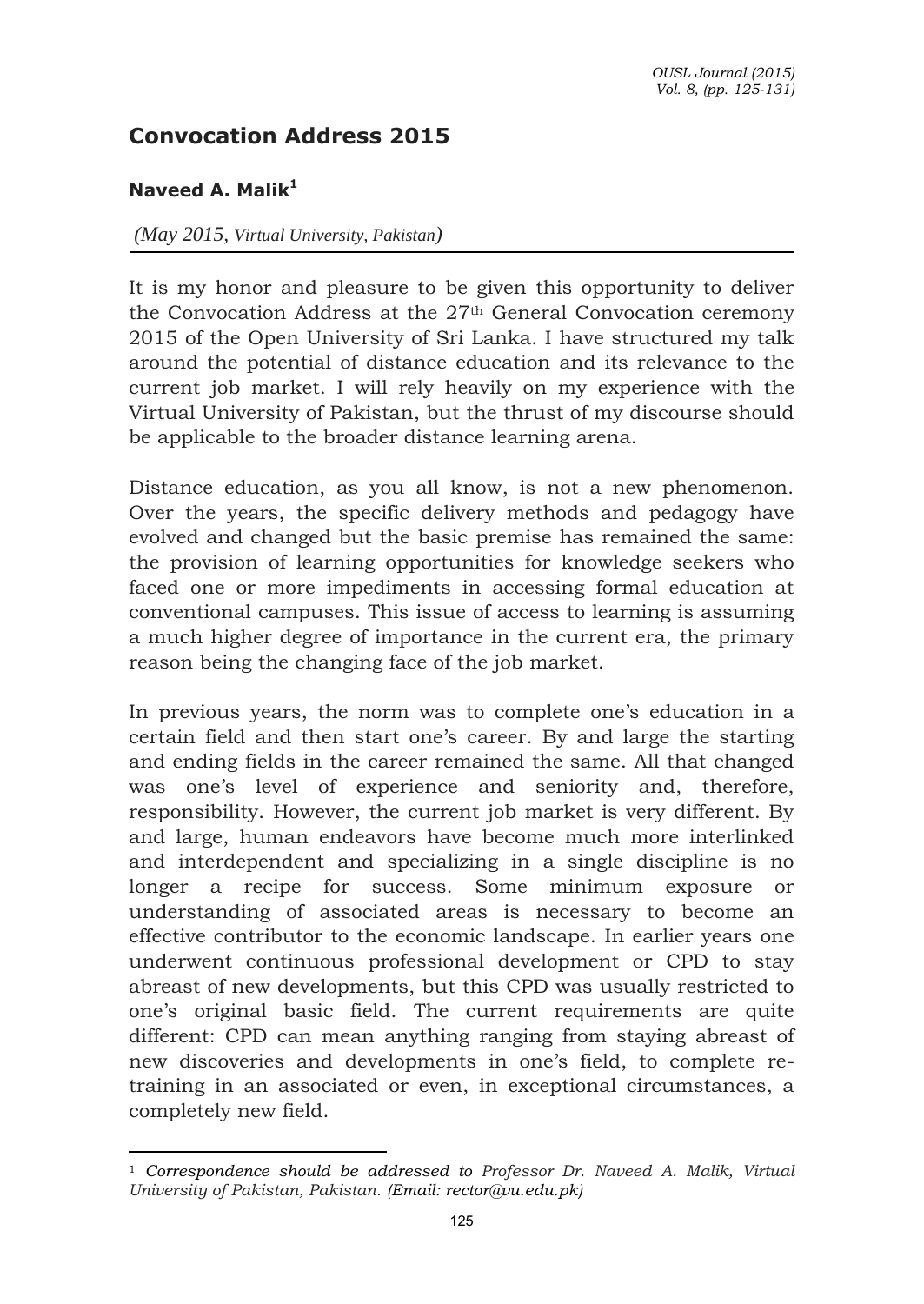# Convocation Address 2015

**Naveed A. Malik**[1]

*(May 2015, Virtual University, Pakistan)*

It is my honor and pleasure to be given this opportunity to deliver the Convocation Address at the 27th General Convocation ceremony 2015 of the Open University of Sri Lanka. I have structured my talk around the potential of distance education and its relevance to the current job market. I will rely heavily on my experience with the Virtual University of Pakistan, but the thrust of my discourse should be applicable to the broader distance learning arena.

Distance education, as you all know, is not a new phenomenon. Over the years, the specific delivery methods and pedagogy have evolved and changed but the basic premise has remained the same: the provision of learning opportunities for knowledge seekers who faced one or more impediments in accessing formal education at conventional campuses. This issue of access to learning is assuming a much higher degree of importance in the current era, the primary reason being the changing face of the job market.

In previous years, the norm was to complete one's education in a certain field and then start one's career. By and large the starting and ending fields in the career remained the same. All that changed was one's level of experience and seniority and, therefore, responsibility. However, the current job market is very different. By and large, human endeavors have become much more interlinked and interdependent and specializing in a single discipline is no longer a recipe for success. Some minimum exposure or understanding of associated areas is necessary to become an effective contributor to the economic landscape. In earlier years one underwent continuous professional development or CPD to stay abreast of new developments, but this CPD was usually restricted to one's original basic field. The current requirements are quite different: CPD can mean anything ranging from staying abreast of new discoveries and developments in one's field, to complete re-training in an associated or even, in exceptional circumstances, a completely new field.

[1] *Correspondence should be addressed to Professor Dr. Naveed A. Malik, Virtual University of Pakistan, Pakistan. (Email: rector@vu.edu.pk)*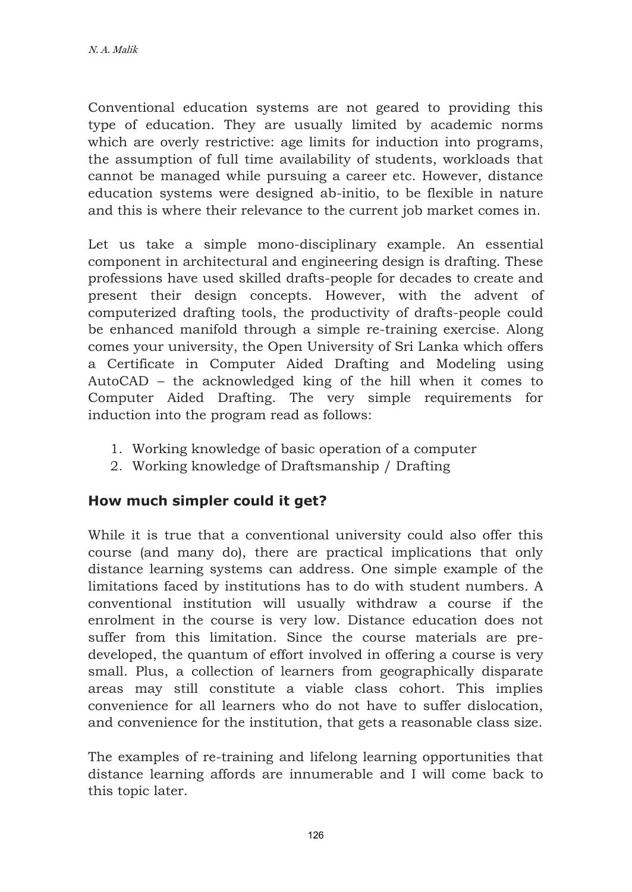Conventional education systems are not geared to providing this type of education. They are usually limited by academic norms which are overly restrictive: age limits for induction into programs, the assumption of full time availability of students, workloads that cannot be managed while pursuing a career etc. However, distance education systems were designed ab-initio, to be flexible in nature and this is where their relevance to the current job market comes in.

Let us take a simple mono-disciplinary example. An essential component in architectural and engineering design is drafting. These professions have used skilled drafts-people for decades to create and present their design concepts. However, with the advent of computerized drafting tools, the productivity of drafts-people could be enhanced manifold through a simple re-training exercise. Along comes your university, the Open University of Sri Lanka which offers a Certificate in Computer Aided Drafting and Modeling using AutoCAD – the acknowledged king of the hill when it comes to Computer Aided Drafting. The very simple requirements for induction into the program read as follows:

1. Working knowledge of basic operation of a computer
2. Working knowledge of Draftsmanship / Drafting

### How much simpler could it get?

While it is true that a conventional university could also offer this course (and many do), there are practical implications that only distance learning systems can address. One simple example of the limitations faced by institutions has to do with student numbers. A conventional institution will usually withdraw a course if the enrolment in the course is very low. Distance education does not suffer from this limitation. Since the course materials are pre-developed, the quantum of effort involved in offering a course is very small. Plus, a collection of learners from geographically disparate areas may still constitute a viable class cohort. This implies convenience for all learners who do not have to suffer dislocation, and convenience for the institution, that gets a reasonable class size.

The examples of re-training and lifelong learning opportunities that distance learning affords are innumerable and I will come back to this topic later.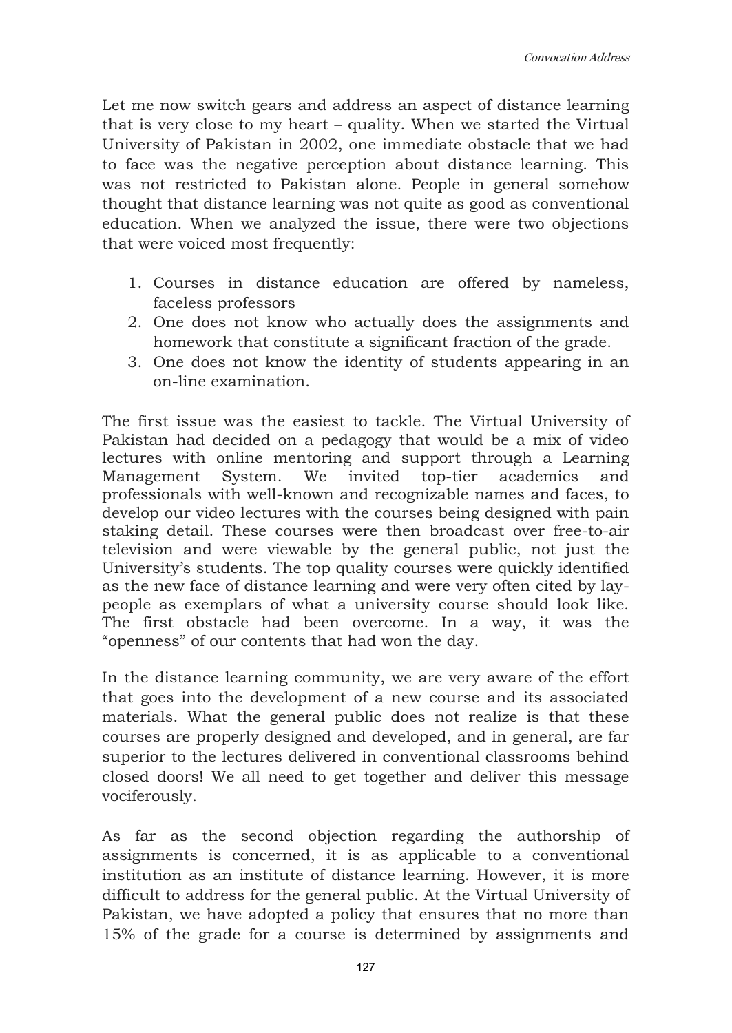Let me now switch gears and address an aspect of distance learning that is very close to my heart – quality. When we started the Virtual University of Pakistan in 2002, one immediate obstacle that we had to face was the negative perception about distance learning. This was not restricted to Pakistan alone. People in general somehow thought that distance learning was not quite as good as conventional education. When we analyzed the issue, there were two objections that were voiced most frequently:

1. Courses in distance education are offered by nameless, faceless professors
2. One does not know who actually does the assignments and homework that constitute a significant fraction of the grade.
3. One does not know the identity of students appearing in an on-line examination.

The first issue was the easiest to tackle. The Virtual University of Pakistan had decided on a pedagogy that would be a mix of video lectures with online mentoring and support through a Learning Management System. We invited top-tier academics and professionals with well-known and recognizable names and faces, to develop our video lectures with the courses being designed with pain staking detail. These courses were then broadcast over free-to-air television and were viewable by the general public, not just the University's students. The top quality courses were quickly identified as the new face of distance learning and were very often cited by lay-people as exemplars of what a university course should look like. The first obstacle had been overcome. In a way, it was the "openness" of our contents that had won the day.

In the distance learning community, we are very aware of the effort that goes into the development of a new course and its associated materials. What the general public does not realize is that these courses are properly designed and developed, and in general, are far superior to the lectures delivered in conventional classrooms behind closed doors! We all need to get together and deliver this message vociferously.

As far as the second objection regarding the authorship of assignments is concerned, it is as applicable to a conventional institution as an institute of distance learning. However, it is more difficult to address for the general public. At the Virtual University of Pakistan, we have adopted a policy that ensures that no more than 15% of the grade for a course is determined by assignments and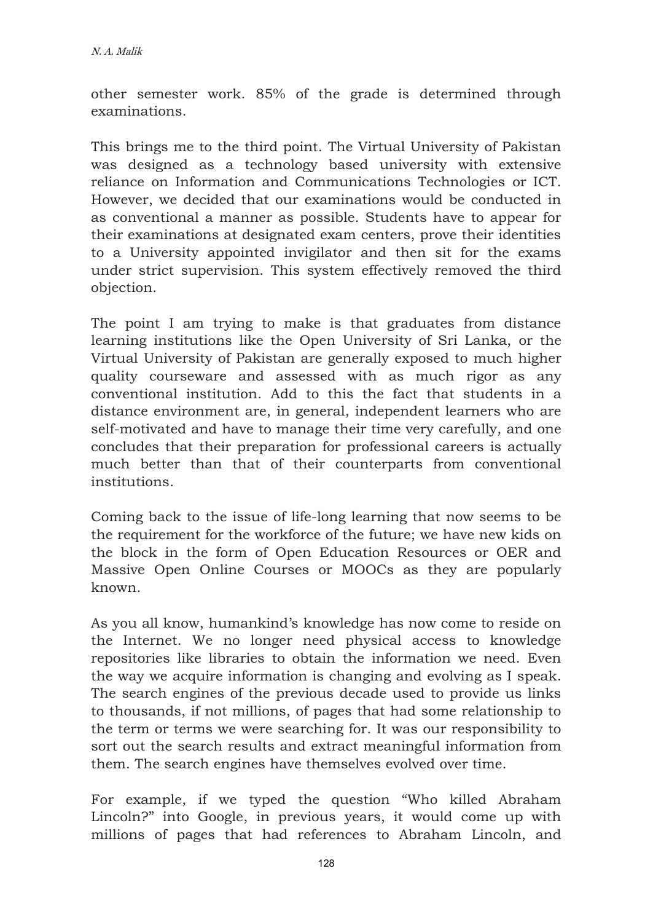other semester work. 85% of the grade is determined through examinations.

This brings me to the third point. The Virtual University of Pakistan was designed as a technology based university with extensive reliance on Information and Communications Technologies or ICT. However, we decided that our examinations would be conducted in as conventional a manner as possible. Students have to appear for their examinations at designated exam centers, prove their identities to a University appointed invigilator and then sit for the exams under strict supervision. This system effectively removed the third objection.

The point I am trying to make is that graduates from distance learning institutions like the Open University of Sri Lanka, or the Virtual University of Pakistan are generally exposed to much higher quality courseware and assessed with as much rigor as any conventional institution. Add to this the fact that students in a distance environment are, in general, independent learners who are self-motivated and have to manage their time very carefully, and one concludes that their preparation for professional careers is actually much better than that of their counterparts from conventional institutions.

Coming back to the issue of life-long learning that now seems to be the requirement for the workforce of the future; we have new kids on the block in the form of Open Education Resources or OER and Massive Open Online Courses or MOOCs as they are popularly known.

As you all know, humankind's knowledge has now come to reside on the Internet. We no longer need physical access to knowledge repositories like libraries to obtain the information we need. Even the way we acquire information is changing and evolving as I speak. The search engines of the previous decade used to provide us links to thousands, if not millions, of pages that had some relationship to the term or terms we were searching for. It was our responsibility to sort out the search results and extract meaningful information from them. The search engines have themselves evolved over time.

For example, if we typed the question "Who killed Abraham Lincoln?" into Google, in previous years, it would come up with millions of pages that had references to Abraham Lincoln, and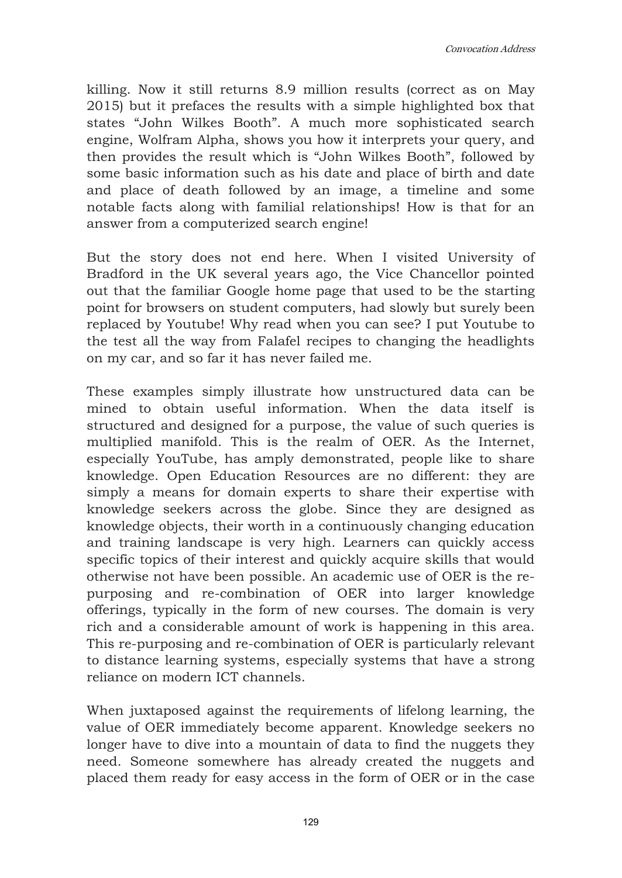killing. Now it still returns 8.9 million results (correct as on May 2015) but it prefaces the results with a simple highlighted box that states "John Wilkes Booth". A much more sophisticated search engine, Wolfram Alpha, shows you how it interprets your query, and then provides the result which is "John Wilkes Booth", followed by some basic information such as his date and place of birth and date and place of death followed by an image, a timeline and some notable facts along with familial relationships! How is that for an answer from a computerized search engine!

But the story does not end here. When I visited University of Bradford in the UK several years ago, the Vice Chancellor pointed out that the familiar Google home page that used to be the starting point for browsers on student computers, had slowly but surely been replaced by Youtube! Why read when you can see? I put Youtube to the test all the way from Falafel recipes to changing the headlights on my car, and so far it has never failed me.

These examples simply illustrate how unstructured data can be mined to obtain useful information. When the data itself is structured and designed for a purpose, the value of such queries is multiplied manifold. This is the realm of OER. As the Internet, especially YouTube, has amply demonstrated, people like to share knowledge. Open Education Resources are no different: they are simply a means for domain experts to share their expertise with knowledge seekers across the globe. Since they are designed as knowledge objects, their worth in a continuously changing education and training landscape is very high. Learners can quickly access specific topics of their interest and quickly acquire skills that would otherwise not have been possible. An academic use of OER is the re-purposing and re-combination of OER into larger knowledge offerings, typically in the form of new courses. The domain is very rich and a considerable amount of work is happening in this area. This re-purposing and re-combination of OER is particularly relevant to distance learning systems, especially systems that have a strong reliance on modern ICT channels.

When juxtaposed against the requirements of lifelong learning, the value of OER immediately become apparent. Knowledge seekers no longer have to dive into a mountain of data to find the nuggets they need. Someone somewhere has already created the nuggets and placed them ready for easy access in the form of OER or in the case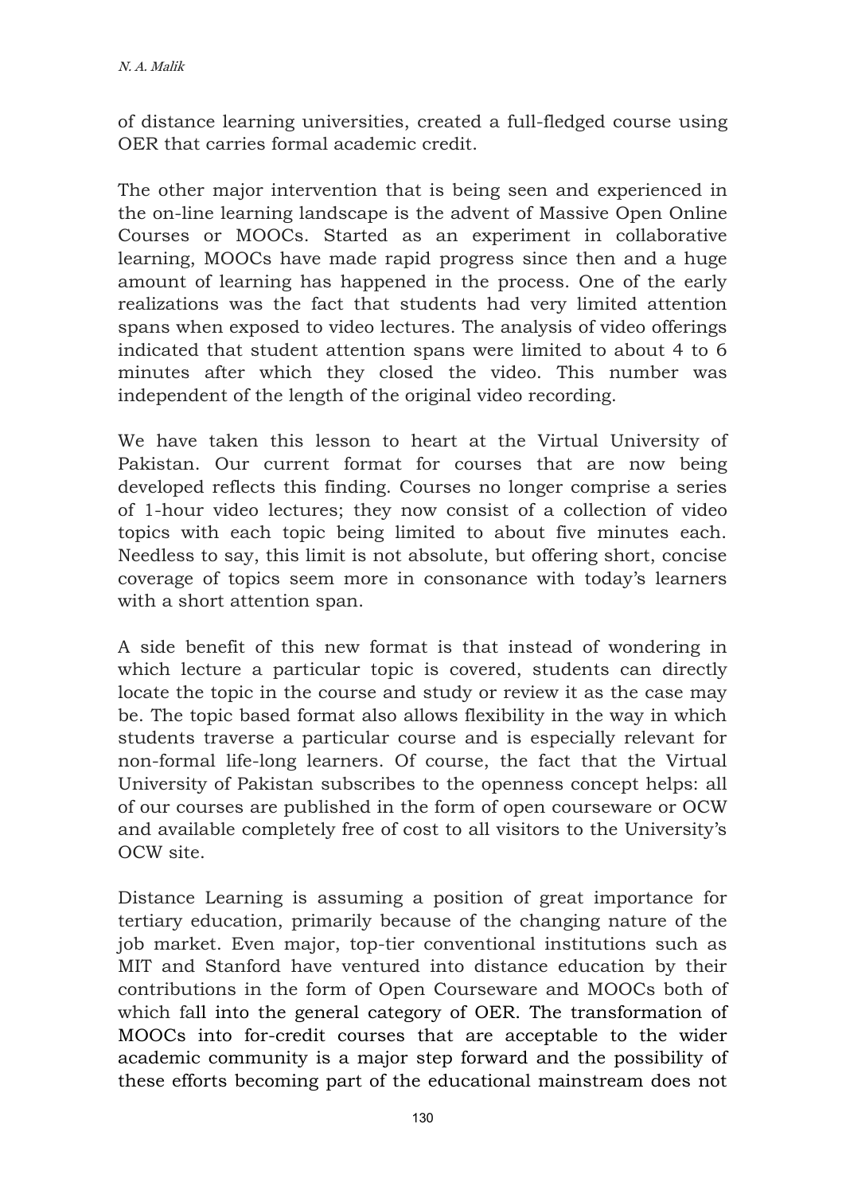of distance learning universities, created a full-fledged course using OER that carries formal academic credit.

The other major intervention that is being seen and experienced in the on-line learning landscape is the advent of Massive Open Online Courses or MOOCs. Started as an experiment in collaborative learning, MOOCs have made rapid progress since then and a huge amount of learning has happened in the process. One of the early realizations was the fact that students had very limited attention spans when exposed to video lectures. The analysis of video offerings indicated that student attention spans were limited to about 4 to 6 minutes after which they closed the video. This number was independent of the length of the original video recording.

We have taken this lesson to heart at the Virtual University of Pakistan. Our current format for courses that are now being developed reflects this finding. Courses no longer comprise a series of 1-hour video lectures; they now consist of a collection of video topics with each topic being limited to about five minutes each. Needless to say, this limit is not absolute, but offering short, concise coverage of topics seem more in consonance with today's learners with a short attention span.

A side benefit of this new format is that instead of wondering in which lecture a particular topic is covered, students can directly locate the topic in the course and study or review it as the case may be. The topic based format also allows flexibility in the way in which students traverse a particular course and is especially relevant for non-formal life-long learners. Of course, the fact that the Virtual University of Pakistan subscribes to the openness concept helps: all of our courses are published in the form of open courseware or OCW and available completely free of cost to all visitors to the University's OCW site.

Distance Learning is assuming a position of great importance for tertiary education, primarily because of the changing nature of the job market. Even major, top-tier conventional institutions such as MIT and Stanford have ventured into distance education by their contributions in the form of Open Courseware and MOOCs both of which fall into the general category of OER. The transformation of MOOCs into for-credit courses that are acceptable to the wider academic community is a major step forward and the possibility of these efforts becoming part of the educational mainstream does not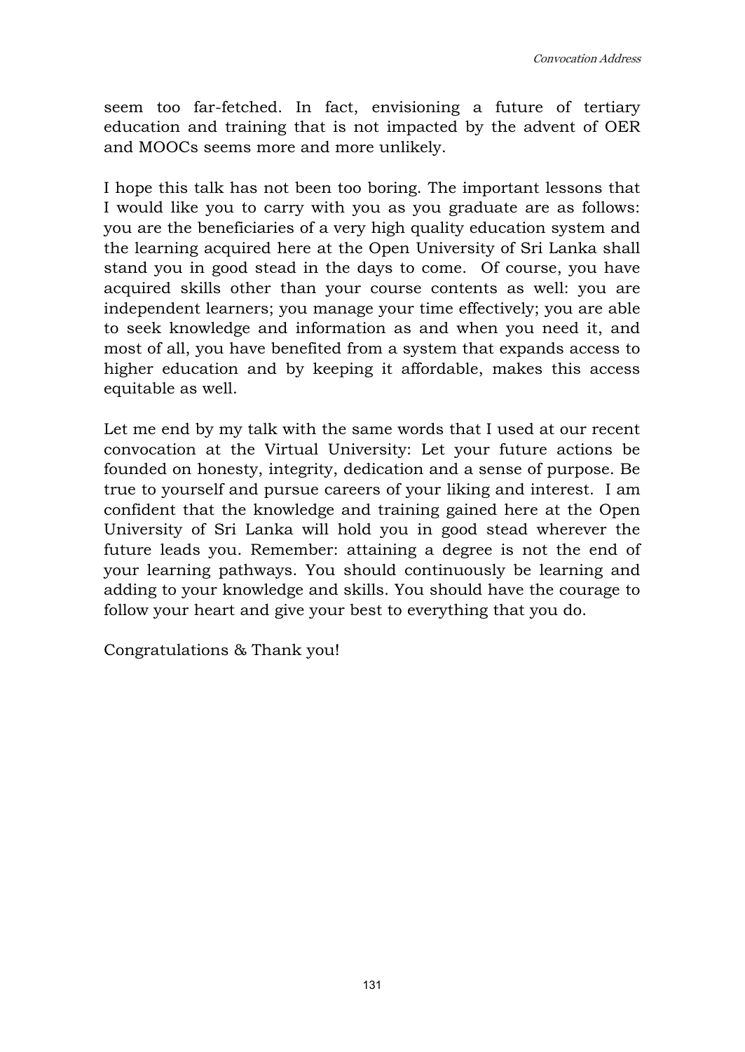seem too far-fetched. In fact, envisioning a future of tertiary education and training that is not impacted by the advent of OER and MOOCs seems more and more unlikely.

I hope this talk has not been too boring. The important lessons that I would like you to carry with you as you graduate are as follows: you are the beneficiaries of a very high quality education system and the learning acquired here at the Open University of Sri Lanka shall stand you in good stead in the days to come. Of course, you have acquired skills other than your course contents as well: you are independent learners; you manage your time effectively; you are able to seek knowledge and information as and when you need it, and most of all, you have benefited from a system that expands access to higher education and by keeping it affordable, makes this access equitable as well.

Let me end by my talk with the same words that I used at our recent convocation at the Virtual University: Let your future actions be founded on honesty, integrity, dedication and a sense of purpose. Be true to yourself and pursue careers of your liking and interest. I am confident that the knowledge and training gained here at the Open University of Sri Lanka will hold you in good stead wherever the future leads you. Remember: attaining a degree is not the end of your learning pathways. You should continuously be learning and adding to your knowledge and skills. You should have the courage to follow your heart and give your best to everything that you do.

Congratulations & Thank you!